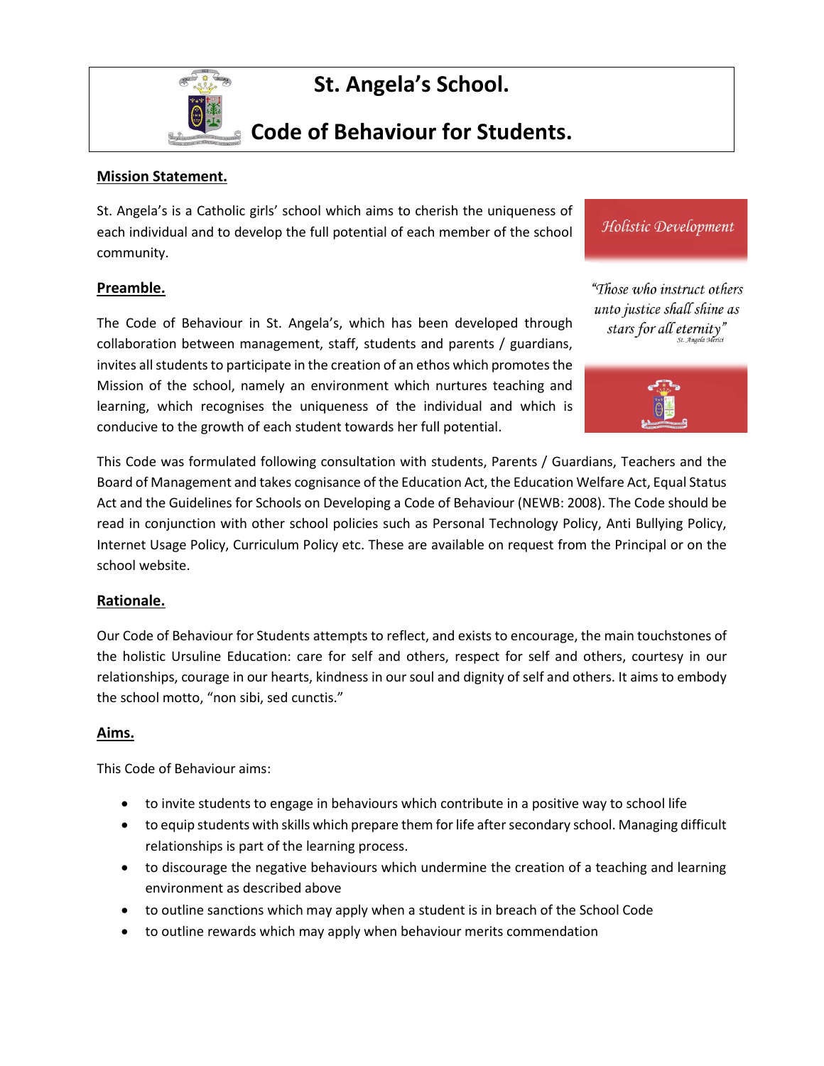# St. Angela's School.

# Code of Behaviour for Students.

## Mission Statement.

St. Angela's is a Catholic girls' school which aims to cherish the uniqueness of each individual and to develop the full potential of each member of the school community.

*Holistic Development*

*"Those who instruct others unto justice shall shine as stars for all eternity"*
*St. Angela Merici*

## Preamble.

The Code of Behaviour in St. Angela's, which has been developed through collaboration between management, staff, students and parents / guardians, invites all students to participate in the creation of an ethos which promotes the Mission of the school, namely an environment which nurtures teaching and learning, which recognises the uniqueness of the individual and which is conducive to the growth of each student towards her full potential.

This Code was formulated following consultation with students, Parents / Guardians, Teachers and the Board of Management and takes cognisance of the Education Act, the Education Welfare Act, Equal Status Act and the Guidelines for Schools on Developing a Code of Behaviour (NEWB: 2008). The Code should be read in conjunction with other school policies such as Personal Technology Policy, Anti Bullying Policy, Internet Usage Policy, Curriculum Policy etc. These are available on request from the Principal or on the school website.

## Rationale.

Our Code of Behaviour for Students attempts to reflect, and exists to encourage, the main touchstones of the holistic Ursuline Education: care for self and others, respect for self and others, courtesy in our relationships, courage in our hearts, kindness in our soul and dignity of self and others. It aims to embody the school motto, "non sibi, sed cunctis."

## Aims.

This Code of Behaviour aims:

- to invite students to engage in behaviours which contribute in a positive way to school life
- to equip students with skills which prepare them for life after secondary school. Managing difficult relationships is part of the learning process.
- to discourage the negative behaviours which undermine the creation of a teaching and learning environment as described above
- to outline sanctions which may apply when a student is in breach of the School Code
- to outline rewards which may apply when behaviour merits commendation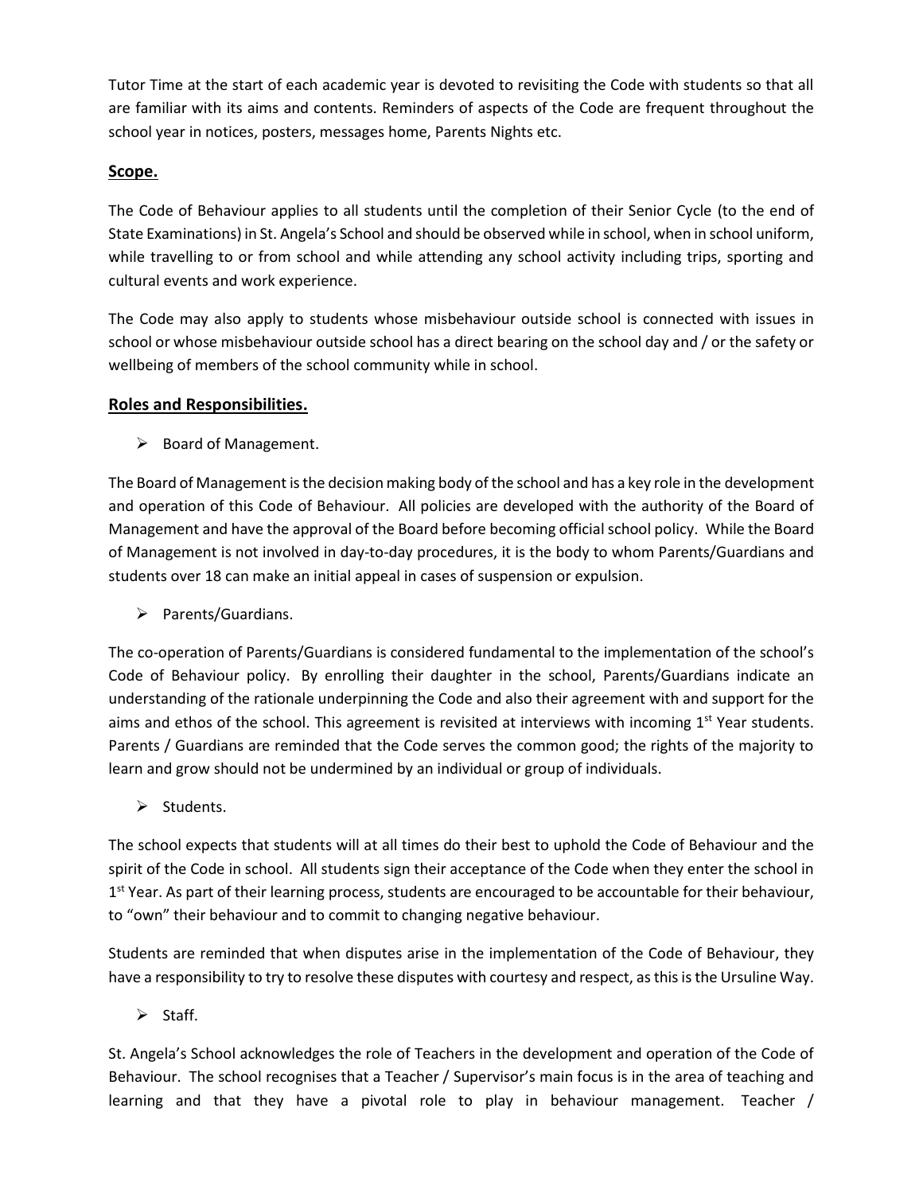Tutor Time at the start of each academic year is devoted to revisiting the Code with students so that all are familiar with its aims and contents. Reminders of aspects of the Code are frequent throughout the school year in notices, posters, messages home, Parents Nights etc.

## Scope.

The Code of Behaviour applies to all students until the completion of their Senior Cycle (to the end of State Examinations) in St. Angela's School and should be observed while in school, when in school uniform, while travelling to or from school and while attending any school activity including trips, sporting and cultural events and work experience.

The Code may also apply to students whose misbehaviour outside school is connected with issues in school or whose misbehaviour outside school has a direct bearing on the school day and / or the safety or wellbeing of members of the school community while in school.

## Roles and Responsibilities.

- Board of Management.

The Board of Management is the decision making body of the school and has a key role in the development and operation of this Code of Behaviour. All policies are developed with the authority of the Board of Management and have the approval of the Board before becoming official school policy. While the Board of Management is not involved in day-to-day procedures, it is the body to whom Parents/Guardians and students over 18 can make an initial appeal in cases of suspension or expulsion.

- Parents/Guardians.

The co-operation of Parents/Guardians is considered fundamental to the implementation of the school's Code of Behaviour policy. By enrolling their daughter in the school, Parents/Guardians indicate an understanding of the rationale underpinning the Code and also their agreement with and support for the aims and ethos of the school. This agreement is revisited at interviews with incoming 1st Year students. Parents / Guardians are reminded that the Code serves the common good; the rights of the majority to learn and grow should not be undermined by an individual or group of individuals.

- Students.

The school expects that students will at all times do their best to uphold the Code of Behaviour and the spirit of the Code in school. All students sign their acceptance of the Code when they enter the school in 1st Year. As part of their learning process, students are encouraged to be accountable for their behaviour, to "own" their behaviour and to commit to changing negative behaviour.

Students are reminded that when disputes arise in the implementation of the Code of Behaviour, they have a responsibility to try to resolve these disputes with courtesy and respect, as this is the Ursuline Way.

- Staff.

St. Angela's School acknowledges the role of Teachers in the development and operation of the Code of Behaviour. The school recognises that a Teacher / Supervisor's main focus is in the area of teaching and learning and that they have a pivotal role to play in behaviour management. Teacher /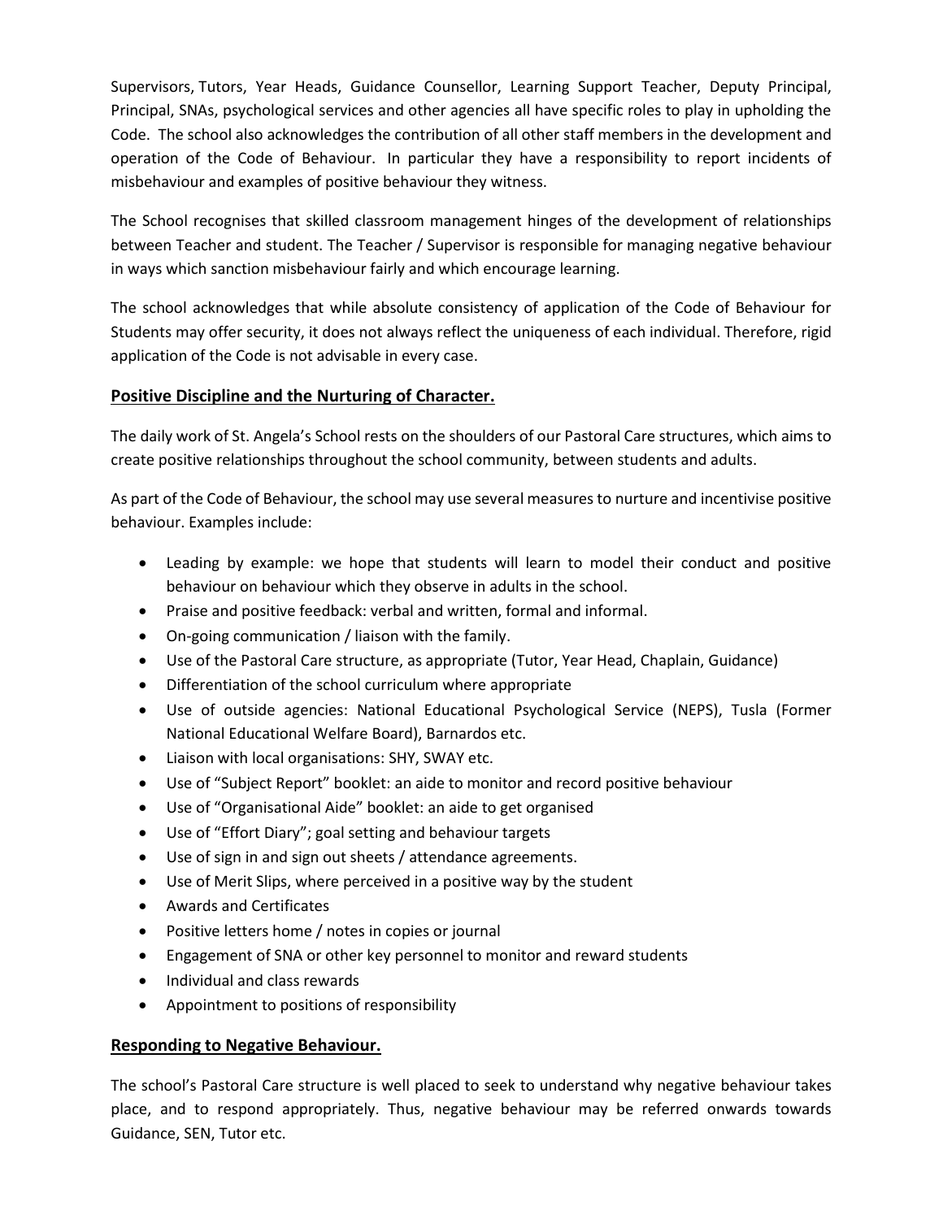Supervisors, Tutors, Year Heads, Guidance Counsellor, Learning Support Teacher, Deputy Principal, Principal, SNAs, psychological services and other agencies all have specific roles to play in upholding the Code. The school also acknowledges the contribution of all other staff members in the development and operation of the Code of Behaviour. In particular they have a responsibility to report incidents of misbehaviour and examples of positive behaviour they witness.

The School recognises that skilled classroom management hinges of the development of relationships between Teacher and student. The Teacher / Supervisor is responsible for managing negative behaviour in ways which sanction misbehaviour fairly and which encourage learning.

The school acknowledges that while absolute consistency of application of the Code of Behaviour for Students may offer security, it does not always reflect the uniqueness of each individual. Therefore, rigid application of the Code is not advisable in every case.

## Positive Discipline and the Nurturing of Character.

The daily work of St. Angela's School rests on the shoulders of our Pastoral Care structures, which aims to create positive relationships throughout the school community, between students and adults.

As part of the Code of Behaviour, the school may use several measures to nurture and incentivise positive behaviour. Examples include:

- Leading by example: we hope that students will learn to model their conduct and positive behaviour on behaviour which they observe in adults in the school.
- Praise and positive feedback: verbal and written, formal and informal.
- On-going communication / liaison with the family.
- Use of the Pastoral Care structure, as appropriate (Tutor, Year Head, Chaplain, Guidance)
- Differentiation of the school curriculum where appropriate
- Use of outside agencies: National Educational Psychological Service (NEPS), Tusla (Former National Educational Welfare Board), Barnardos etc.
- Liaison with local organisations: SHY, SWAY etc.
- Use of "Subject Report" booklet: an aide to monitor and record positive behaviour
- Use of "Organisational Aide" booklet: an aide to get organised
- Use of "Effort Diary"; goal setting and behaviour targets
- Use of sign in and sign out sheets / attendance agreements.
- Use of Merit Slips, where perceived in a positive way by the student
- Awards and Certificates
- Positive letters home / notes in copies or journal
- Engagement of SNA or other key personnel to monitor and reward students
- Individual and class rewards
- Appointment to positions of responsibility

## Responding to Negative Behaviour.

The school's Pastoral Care structure is well placed to seek to understand why negative behaviour takes place, and to respond appropriately. Thus, negative behaviour may be referred onwards towards Guidance, SEN, Tutor etc.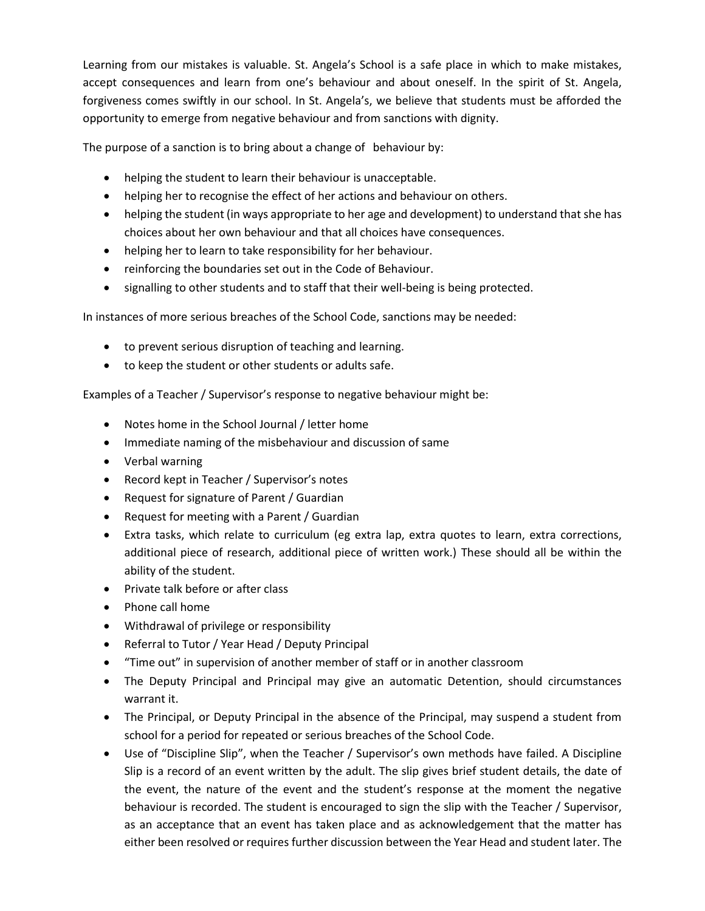Learning from our mistakes is valuable. St. Angela's School is a safe place in which to make mistakes, accept consequences and learn from one's behaviour and about oneself. In the spirit of St. Angela, forgiveness comes swiftly in our school. In St. Angela's, we believe that students must be afforded the opportunity to emerge from negative behaviour and from sanctions with dignity.

The purpose of a sanction is to bring about a change of behaviour by:

- helping the student to learn their behaviour is unacceptable.
- helping her to recognise the effect of her actions and behaviour on others.
- helping the student (in ways appropriate to her age and development) to understand that she has choices about her own behaviour and that all choices have consequences.
- helping her to learn to take responsibility for her behaviour.
- reinforcing the boundaries set out in the Code of Behaviour.
- signalling to other students and to staff that their well-being is being protected.

In instances of more serious breaches of the School Code, sanctions may be needed:

- to prevent serious disruption of teaching and learning.
- to keep the student or other students or adults safe.

Examples of a Teacher / Supervisor's response to negative behaviour might be:

- Notes home in the School Journal / letter home
- Immediate naming of the misbehaviour and discussion of same
- Verbal warning
- Record kept in Teacher / Supervisor's notes
- Request for signature of Parent / Guardian
- Request for meeting with a Parent / Guardian
- Extra tasks, which relate to curriculum (eg extra lap, extra quotes to learn, extra corrections, additional piece of research, additional piece of written work.) These should all be within the ability of the student.
- Private talk before or after class
- Phone call home
- Withdrawal of privilege or responsibility
- Referral to Tutor / Year Head / Deputy Principal
- "Time out" in supervision of another member of staff or in another classroom
- The Deputy Principal and Principal may give an automatic Detention, should circumstances warrant it.
- The Principal, or Deputy Principal in the absence of the Principal, may suspend a student from school for a period for repeated or serious breaches of the School Code.
- Use of "Discipline Slip", when the Teacher / Supervisor's own methods have failed. A Discipline Slip is a record of an event written by the adult. The slip gives brief student details, the date of the event, the nature of the event and the student's response at the moment the negative behaviour is recorded. The student is encouraged to sign the slip with the Teacher / Supervisor, as an acceptance that an event has taken place and as acknowledgement that the matter has either been resolved or requires further discussion between the Year Head and student later. The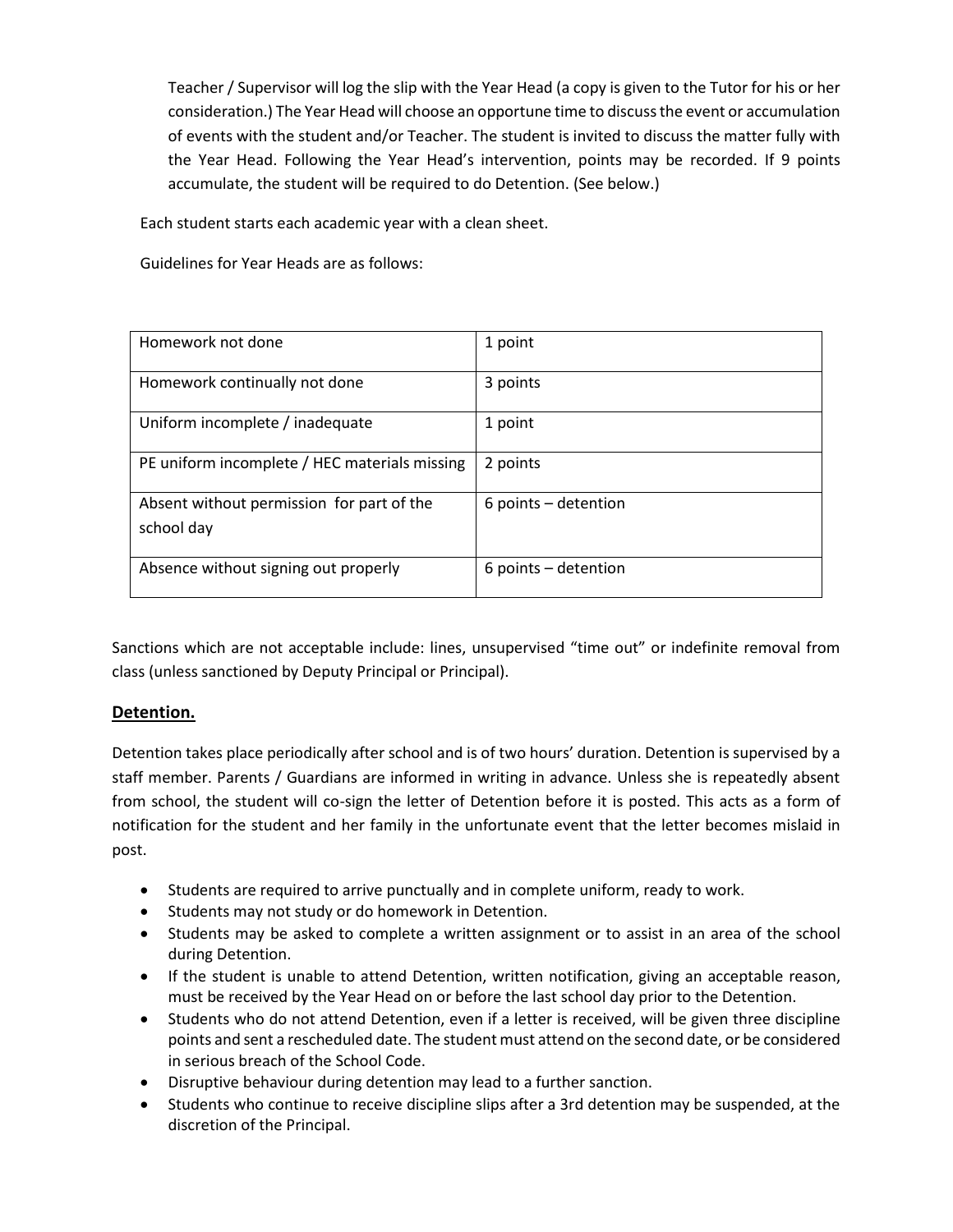Teacher / Supervisor will log the slip with the Year Head (a copy is given to the Tutor for his or her consideration.) The Year Head will choose an opportune time to discuss the event or accumulation of events with the student and/or Teacher. The student is invited to discuss the matter fully with the Year Head. Following the Year Head's intervention, points may be recorded. If 9 points accumulate, the student will be required to do Detention. (See below.)

Each student starts each academic year with a clean sheet.

Guidelines for Year Heads are as follows:

| Homework not done | 1 point |
|---|---|
| Homework continually not done | 3 points |
| Uniform incomplete / inadequate | 1 point |
| PE uniform incomplete / HEC materials missing | 2 points |
| Absent without permission for part of the school day | 6 points – detention |
| Absence without signing out properly | 6 points – detention |

Sanctions which are not acceptable include: lines, unsupervised "time out" or indefinite removal from class (unless sanctioned by Deputy Principal or Principal).

## Detention.

Detention takes place periodically after school and is of two hours' duration. Detention is supervised by a staff member. Parents / Guardians are informed in writing in advance. Unless she is repeatedly absent from school, the student will co-sign the letter of Detention before it is posted. This acts as a form of notification for the student and her family in the unfortunate event that the letter becomes mislaid in post.

- Students are required to arrive punctually and in complete uniform, ready to work.
- Students may not study or do homework in Detention.
- Students may be asked to complete a written assignment or to assist in an area of the school during Detention.
- If the student is unable to attend Detention, written notification, giving an acceptable reason, must be received by the Year Head on or before the last school day prior to the Detention.
- Students who do not attend Detention, even if a letter is received, will be given three discipline points and sent a rescheduled date. The student must attend on the second date, or be considered in serious breach of the School Code.
- Disruptive behaviour during detention may lead to a further sanction.
- Students who continue to receive discipline slips after a 3rd detention may be suspended, at the discretion of the Principal.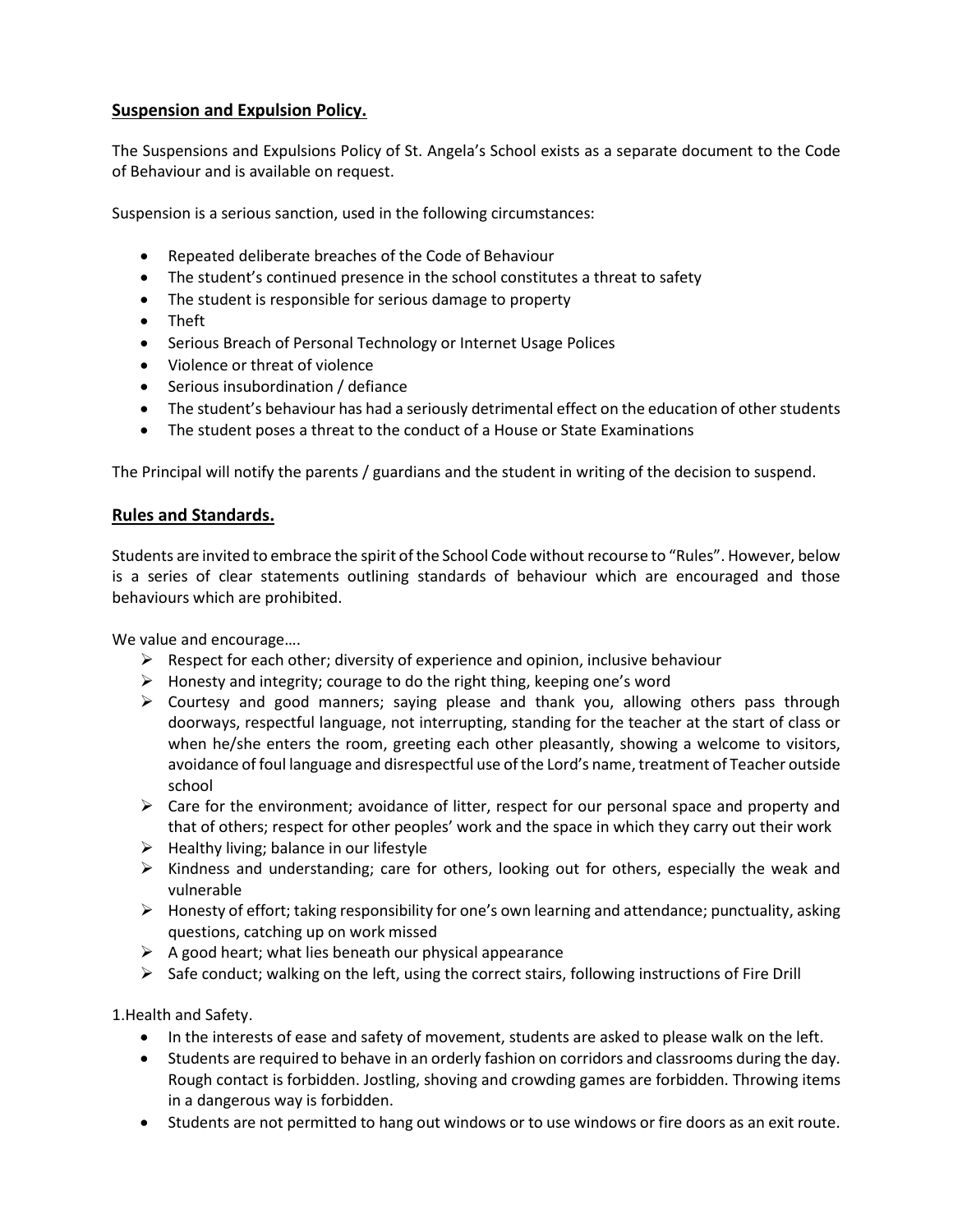## Suspension and Expulsion Policy.

The Suspensions and Expulsions Policy of St. Angela's School exists as a separate document to the Code of Behaviour and is available on request.

Suspension is a serious sanction, used in the following circumstances:

- Repeated deliberate breaches of the Code of Behaviour
- The student's continued presence in the school constitutes a threat to safety
- The student is responsible for serious damage to property
- Theft
- Serious Breach of Personal Technology or Internet Usage Polices
- Violence or threat of violence
- Serious insubordination / defiance
- The student's behaviour has had a seriously detrimental effect on the education of other students
- The student poses a threat to the conduct of a House or State Examinations

The Principal will notify the parents / guardians and the student in writing of the decision to suspend.

## Rules and Standards.

Students are invited to embrace the spirit of the School Code without recourse to "Rules". However, below is a series of clear statements outlining standards of behaviour which are encouraged and those behaviours which are prohibited.

We value and encourage….

- Respect for each other; diversity of experience and opinion, inclusive behaviour
- Honesty and integrity; courage to do the right thing, keeping one's word
- Courtesy and good manners; saying please and thank you, allowing others pass through doorways, respectful language, not interrupting, standing for the teacher at the start of class or when he/she enters the room, greeting each other pleasantly, showing a welcome to visitors, avoidance of foul language and disrespectful use of the Lord's name, treatment of Teacher outside school
- Care for the environment; avoidance of litter, respect for our personal space and property and that of others; respect for other peoples' work and the space in which they carry out their work
- Healthy living; balance in our lifestyle
- Kindness and understanding; care for others, looking out for others, especially the weak and vulnerable
- Honesty of effort; taking responsibility for one's own learning and attendance; punctuality, asking questions, catching up on work missed
- A good heart; what lies beneath our physical appearance
- Safe conduct; walking on the left, using the correct stairs, following instructions of Fire Drill

1.Health and Safety.

- In the interests of ease and safety of movement, students are asked to please walk on the left.
- Students are required to behave in an orderly fashion on corridors and classrooms during the day. Rough contact is forbidden. Jostling, shoving and crowding games are forbidden. Throwing items in a dangerous way is forbidden.
- Students are not permitted to hang out windows or to use windows or fire doors as an exit route.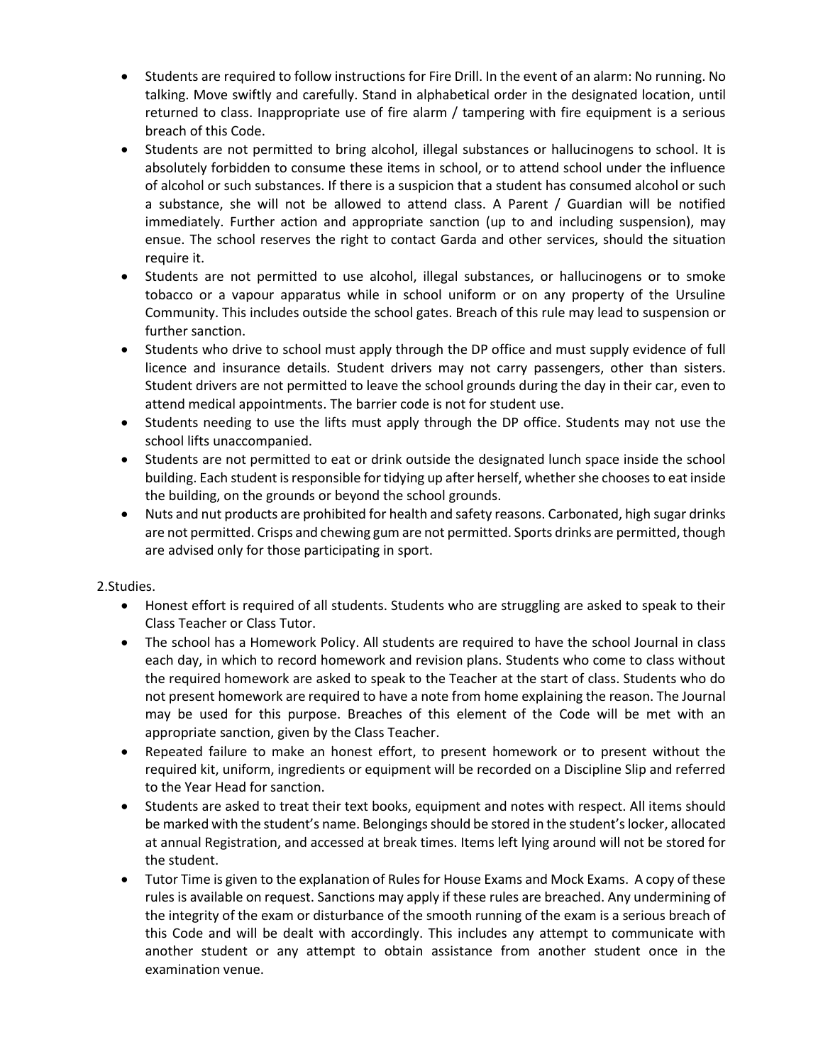- Students are required to follow instructions for Fire Drill. In the event of an alarm: No running. No talking. Move swiftly and carefully. Stand in alphabetical order in the designated location, until returned to class. Inappropriate use of fire alarm / tampering with fire equipment is a serious breach of this Code.
- Students are not permitted to bring alcohol, illegal substances or hallucinogens to school. It is absolutely forbidden to consume these items in school, or to attend school under the influence of alcohol or such substances. If there is a suspicion that a student has consumed alcohol or such a substance, she will not be allowed to attend class. A Parent / Guardian will be notified immediately. Further action and appropriate sanction (up to and including suspension), may ensue. The school reserves the right to contact Garda and other services, should the situation require it.
- Students are not permitted to use alcohol, illegal substances, or hallucinogens or to smoke tobacco or a vapour apparatus while in school uniform or on any property of the Ursuline Community. This includes outside the school gates. Breach of this rule may lead to suspension or further sanction.
- Students who drive to school must apply through the DP office and must supply evidence of full licence and insurance details. Student drivers may not carry passengers, other than sisters. Student drivers are not permitted to leave the school grounds during the day in their car, even to attend medical appointments. The barrier code is not for student use.
- Students needing to use the lifts must apply through the DP office. Students may not use the school lifts unaccompanied.
- Students are not permitted to eat or drink outside the designated lunch space inside the school building. Each student is responsible for tidying up after herself, whether she chooses to eat inside the building, on the grounds or beyond the school grounds.
- Nuts and nut products are prohibited for health and safety reasons. Carbonated, high sugar drinks are not permitted. Crisps and chewing gum are not permitted. Sports drinks are permitted, though are advised only for those participating in sport.

2.Studies.

- Honest effort is required of all students. Students who are struggling are asked to speak to their Class Teacher or Class Tutor.
- The school has a Homework Policy. All students are required to have the school Journal in class each day, in which to record homework and revision plans. Students who come to class without the required homework are asked to speak to the Teacher at the start of class. Students who do not present homework are required to have a note from home explaining the reason. The Journal may be used for this purpose. Breaches of this element of the Code will be met with an appropriate sanction, given by the Class Teacher.
- Repeated failure to make an honest effort, to present homework or to present without the required kit, uniform, ingredients or equipment will be recorded on a Discipline Slip and referred to the Year Head for sanction.
- Students are asked to treat their text books, equipment and notes with respect. All items should be marked with the student's name. Belongings should be stored in the student's locker, allocated at annual Registration, and accessed at break times. Items left lying around will not be stored for the student.
- Tutor Time is given to the explanation of Rules for House Exams and Mock Exams. A copy of these rules is available on request. Sanctions may apply if these rules are breached. Any undermining of the integrity of the exam or disturbance of the smooth running of the exam is a serious breach of this Code and will be dealt with accordingly. This includes any attempt to communicate with another student or any attempt to obtain assistance from another student once in the examination venue.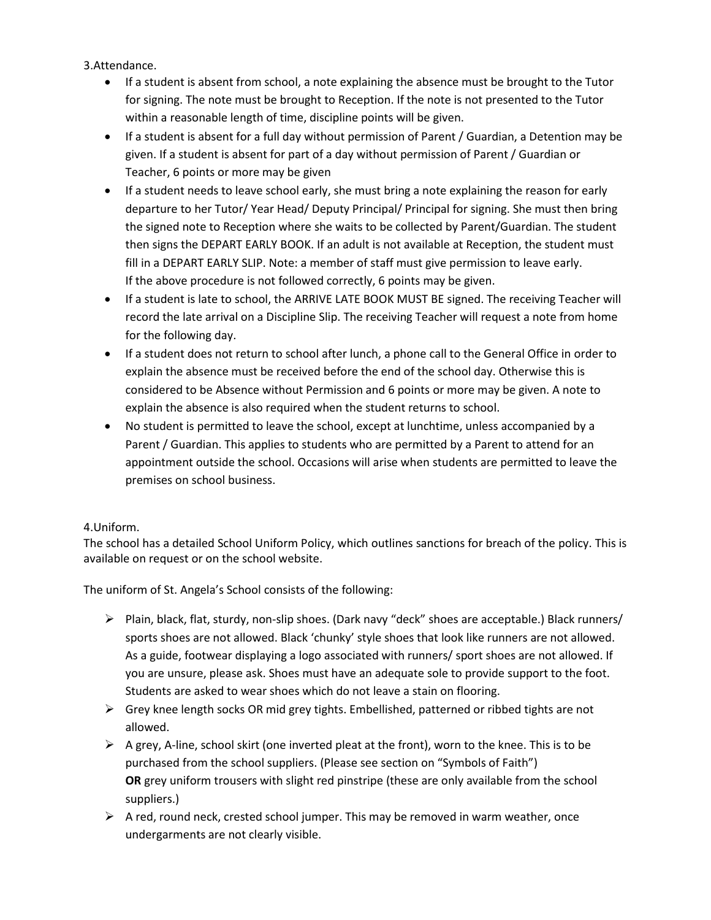3.Attendance.

- If a student is absent from school, a note explaining the absence must be brought to the Tutor for signing. The note must be brought to Reception. If the note is not presented to the Tutor within a reasonable length of time, discipline points will be given.
- If a student is absent for a full day without permission of Parent / Guardian, a Detention may be given. If a student is absent for part of a day without permission of Parent / Guardian or Teacher, 6 points or more may be given
- If a student needs to leave school early, she must bring a note explaining the reason for early departure to her Tutor/ Year Head/ Deputy Principal/ Principal for signing. She must then bring the signed note to Reception where she waits to be collected by Parent/Guardian. The student then signs the DEPART EARLY BOOK. If an adult is not available at Reception, the student must fill in a DEPART EARLY SLIP. Note: a member of staff must give permission to leave early. If the above procedure is not followed correctly, 6 points may be given.
- If a student is late to school, the ARRIVE LATE BOOK MUST BE signed. The receiving Teacher will record the late arrival on a Discipline Slip. The receiving Teacher will request a note from home for the following day.
- If a student does not return to school after lunch, a phone call to the General Office in order to explain the absence must be received before the end of the school day. Otherwise this is considered to be Absence without Permission and 6 points or more may be given. A note to explain the absence is also required when the student returns to school.
- No student is permitted to leave the school, except at lunchtime, unless accompanied by a Parent / Guardian. This applies to students who are permitted by a Parent to attend for an appointment outside the school. Occasions will arise when students are permitted to leave the premises on school business.

4.Uniform.

The school has a detailed School Uniform Policy, which outlines sanctions for breach of the policy. This is available on request or on the school website.

The uniform of St. Angela's School consists of the following:

- Plain, black, flat, sturdy, non-slip shoes. (Dark navy "deck" shoes are acceptable.) Black runners/ sports shoes are not allowed. Black 'chunky' style shoes that look like runners are not allowed. As a guide, footwear displaying a logo associated with runners/ sport shoes are not allowed. If you are unsure, please ask. Shoes must have an adequate sole to provide support to the foot. Students are asked to wear shoes which do not leave a stain on flooring.
- Grey knee length socks OR mid grey tights. Embellished, patterned or ribbed tights are not allowed.
- A grey, A-line, school skirt (one inverted pleat at the front), worn to the knee. This is to be purchased from the school suppliers. (Please see section on "Symbols of Faith")
  **OR** grey uniform trousers with slight red pinstripe (these are only available from the school suppliers.)
- A red, round neck, crested school jumper. This may be removed in warm weather, once undergarments are not clearly visible.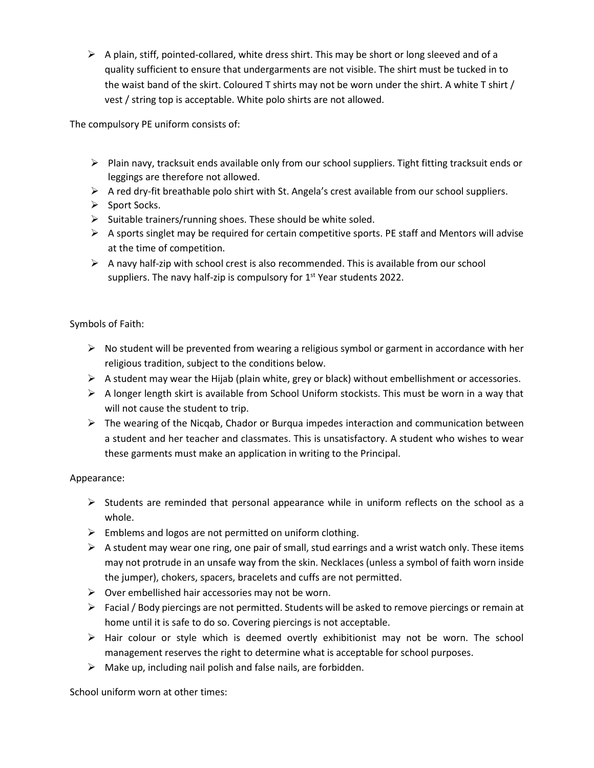- A plain, stiff, pointed-collared, white dress shirt. This may be short or long sleeved and of a quality sufficient to ensure that undergarments are not visible. The shirt must be tucked in to the waist band of the skirt. Coloured T shirts may not be worn under the shirt. A white T shirt / vest / string top is acceptable. White polo shirts are not allowed.

The compulsory PE uniform consists of:

- Plain navy, tracksuit ends available only from our school suppliers. Tight fitting tracksuit ends or leggings are therefore not allowed.
- A red dry-fit breathable polo shirt with St. Angela's crest available from our school suppliers.
- Sport Socks.
- Suitable trainers/running shoes. These should be white soled.
- A sports singlet may be required for certain competitive sports. PE staff and Mentors will advise at the time of competition.
- A navy half-zip with school crest is also recommended. This is available from our school suppliers. The navy half-zip is compulsory for 1st Year students 2022.

Symbols of Faith:

- No student will be prevented from wearing a religious symbol or garment in accordance with her religious tradition, subject to the conditions below.
- A student may wear the Hijab (plain white, grey or black) without embellishment or accessories.
- A longer length skirt is available from School Uniform stockists. This must be worn in a way that will not cause the student to trip.
- The wearing of the Nicqab, Chador or Burqua impedes interaction and communication between a student and her teacher and classmates. This is unsatisfactory. A student who wishes to wear these garments must make an application in writing to the Principal.

Appearance:

- Students are reminded that personal appearance while in uniform reflects on the school as a whole.
- Emblems and logos are not permitted on uniform clothing.
- A student may wear one ring, one pair of small, stud earrings and a wrist watch only. These items may not protrude in an unsafe way from the skin. Necklaces (unless a symbol of faith worn inside the jumper), chokers, spacers, bracelets and cuffs are not permitted.
- Over embellished hair accessories may not be worn.
- Facial / Body piercings are not permitted. Students will be asked to remove piercings or remain at home until it is safe to do so. Covering piercings is not acceptable.
- Hair colour or style which is deemed overtly exhibitionist may not be worn. The school management reserves the right to determine what is acceptable for school purposes.
- Make up, including nail polish and false nails, are forbidden.

School uniform worn at other times: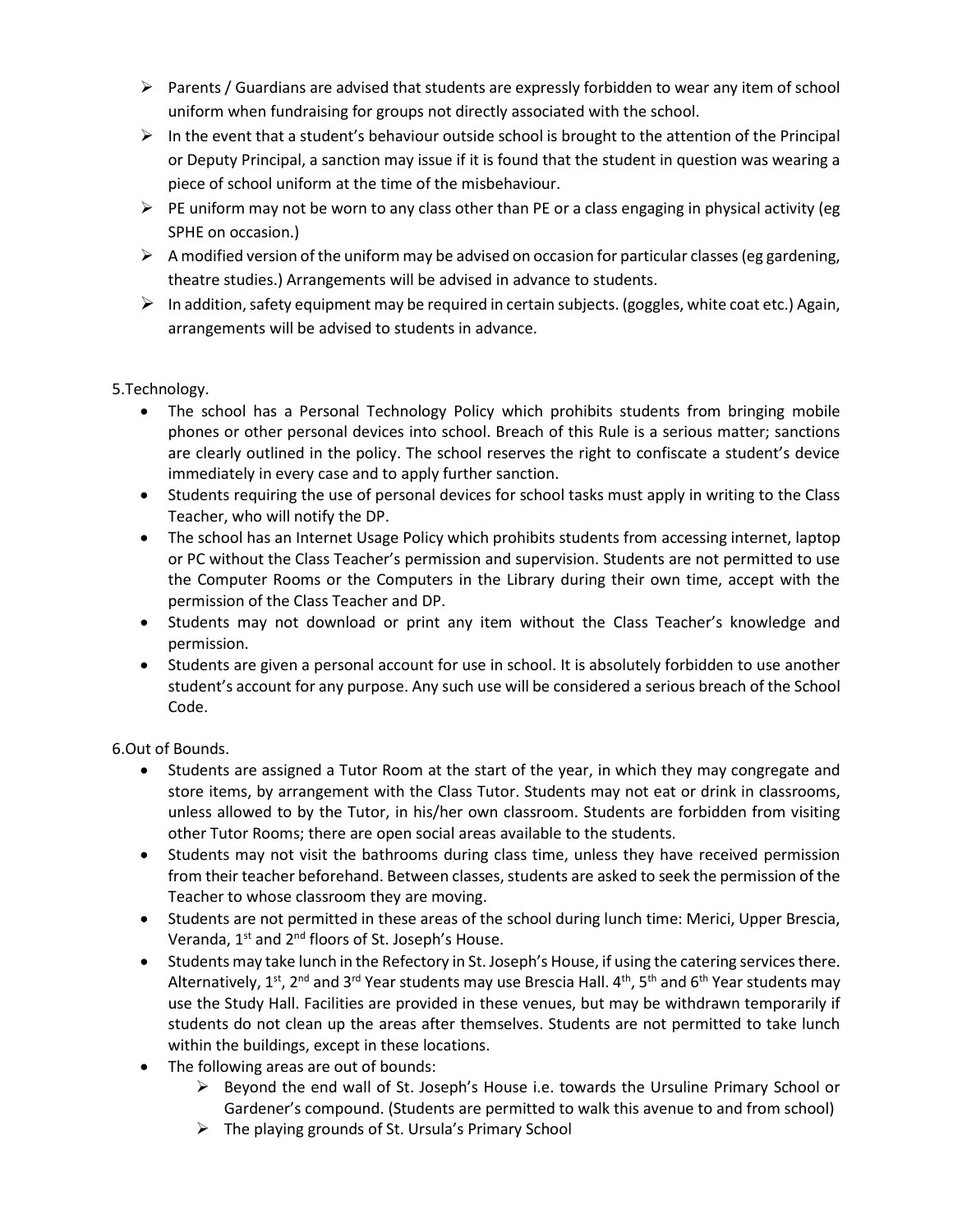- Parents / Guardians are advised that students are expressly forbidden to wear any item of school uniform when fundraising for groups not directly associated with the school.
- In the event that a student's behaviour outside school is brought to the attention of the Principal or Deputy Principal, a sanction may issue if it is found that the student in question was wearing a piece of school uniform at the time of the misbehaviour.
- PE uniform may not be worn to any class other than PE or a class engaging in physical activity (eg SPHE on occasion.)
- A modified version of the uniform may be advised on occasion for particular classes (eg gardening, theatre studies.) Arrangements will be advised in advance to students.
- In addition, safety equipment may be required in certain subjects. (goggles, white coat etc.) Again, arrangements will be advised to students in advance.

5.Technology.

- The school has a Personal Technology Policy which prohibits students from bringing mobile phones or other personal devices into school. Breach of this Rule is a serious matter; sanctions are clearly outlined in the policy. The school reserves the right to confiscate a student's device immediately in every case and to apply further sanction.
- Students requiring the use of personal devices for school tasks must apply in writing to the Class Teacher, who will notify the DP.
- The school has an Internet Usage Policy which prohibits students from accessing internet, laptop or PC without the Class Teacher's permission and supervision. Students are not permitted to use the Computer Rooms or the Computers in the Library during their own time, accept with the permission of the Class Teacher and DP.
- Students may not download or print any item without the Class Teacher's knowledge and permission.
- Students are given a personal account for use in school. It is absolutely forbidden to use another student's account for any purpose. Any such use will be considered a serious breach of the School Code.

6.Out of Bounds.

- Students are assigned a Tutor Room at the start of the year, in which they may congregate and store items, by arrangement with the Class Tutor. Students may not eat or drink in classrooms, unless allowed to by the Tutor, in his/her own classroom. Students are forbidden from visiting other Tutor Rooms; there are open social areas available to the students.
- Students may not visit the bathrooms during class time, unless they have received permission from their teacher beforehand. Between classes, students are asked to seek the permission of the Teacher to whose classroom they are moving.
- Students are not permitted in these areas of the school during lunch time: Merici, Upper Brescia, Veranda, 1st and 2nd floors of St. Joseph's House.
- Students may take lunch in the Refectory in St. Joseph's House, if using the catering services there. Alternatively, 1st, 2nd and 3rd Year students may use Brescia Hall. 4th, 5th and 6th Year students may use the Study Hall. Facilities are provided in these venues, but may be withdrawn temporarily if students do not clean up the areas after themselves. Students are not permitted to take lunch within the buildings, except in these locations.
- The following areas are out of bounds:
    - Beyond the end wall of St. Joseph's House i.e. towards the Ursuline Primary School or Gardener's compound. (Students are permitted to walk this avenue to and from school)
    - The playing grounds of St. Ursula's Primary School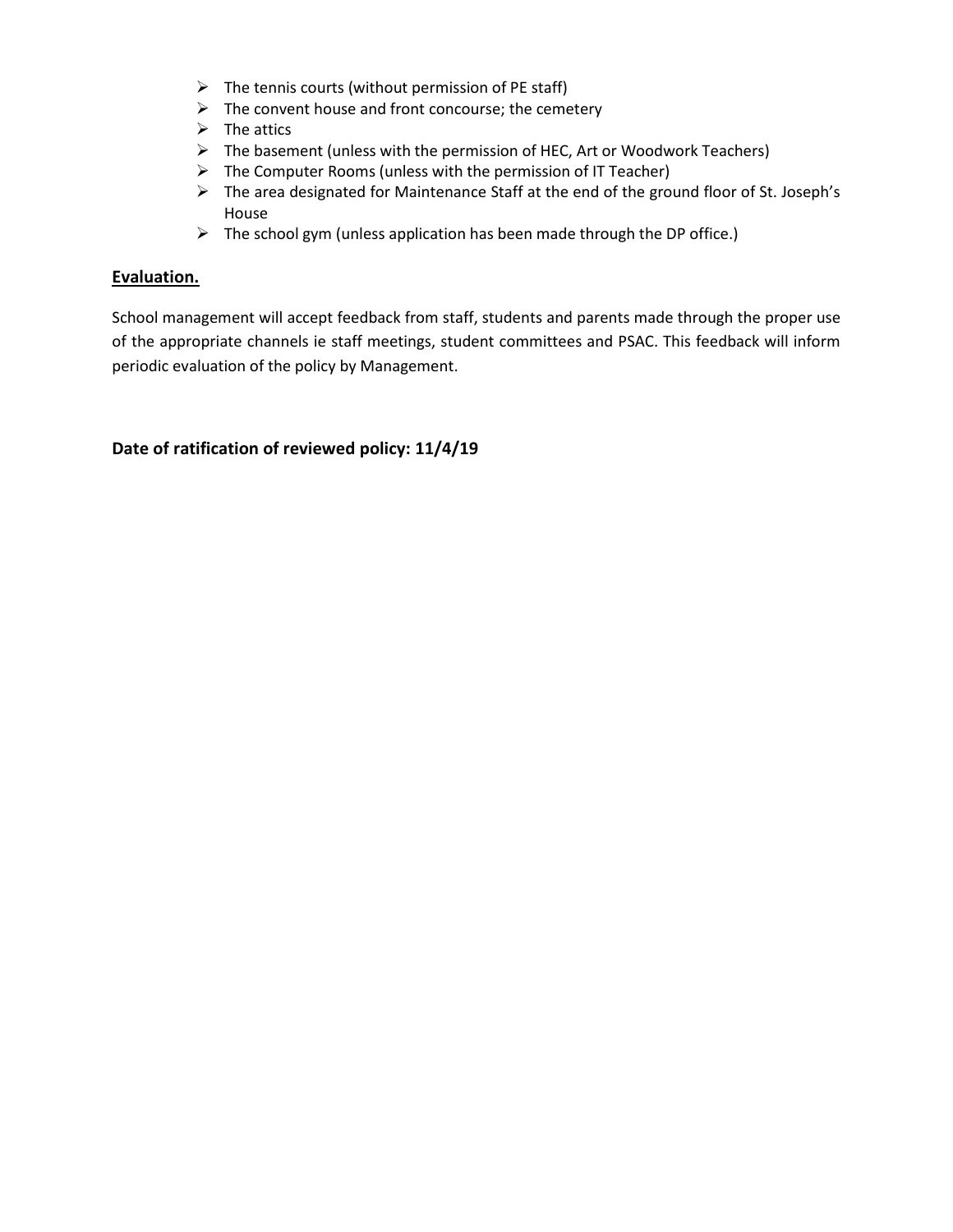- The tennis courts (without permission of PE staff)
- The convent house and front concourse; the cemetery
- The attics
- The basement (unless with the permission of HEC, Art or Woodwork Teachers)
- The Computer Rooms (unless with the permission of IT Teacher)
- The area designated for Maintenance Staff at the end of the ground floor of St. Joseph's House
- The school gym (unless application has been made through the DP office.)

## Evaluation.

School management will accept feedback from staff, students and parents made through the proper use of the appropriate channels ie staff meetings, student committees and PSAC. This feedback will inform periodic evaluation of the policy by Management.

**Date of ratification of reviewed policy: 11/4/19**